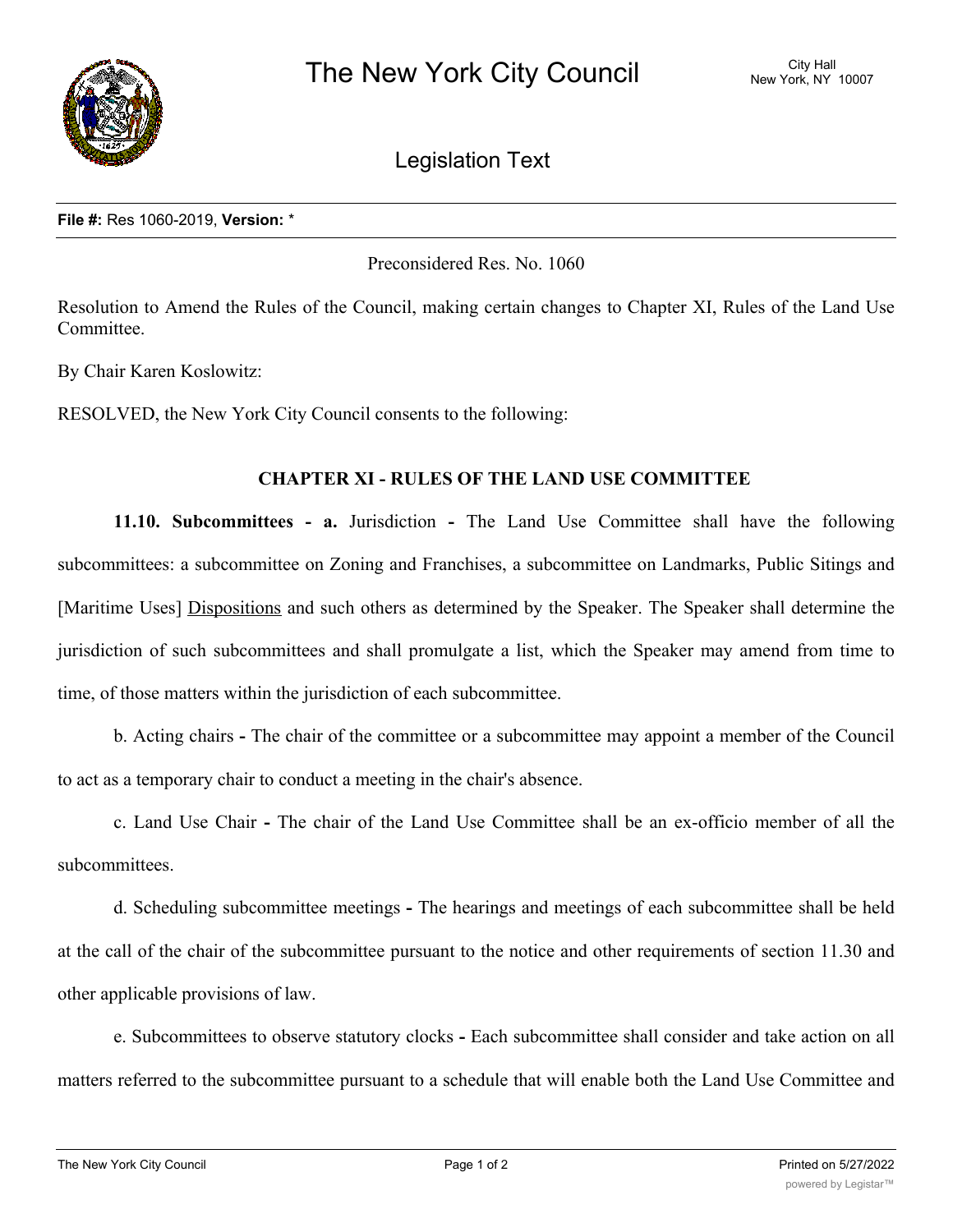# The New York City Council

City Hall
New York, NY 10007

## Legislation Text

**File #:** Res 1060-2019, **Version:** *

Preconsidered Res. No. 1060

Resolution to Amend the Rules of the Council, making certain changes to Chapter XI, Rules of the Land Use Committee.

By Chair Karen Koslowitz:

RESOLVED, the New York City Council consents to the following:

### CHAPTER XI - RULES OF THE LAND USE COMMITTEE

**11.10. Subcommittees - a.** Jurisdiction - The Land Use Committee shall have the following subcommittees: a subcommittee on Zoning and Franchises, a subcommittee on Landmarks, Public Sitings and [Maritime Uses] <u>Dispositions</u> and such others as determined by the Speaker. The Speaker shall determine the jurisdiction of such subcommittees and shall promulgate a list, which the Speaker may amend from time to time, of those matters within the jurisdiction of each subcommittee.

b. Acting chairs - The chair of the committee or a subcommittee may appoint a member of the Council to act as a temporary chair to conduct a meeting in the chair's absence.

c. Land Use Chair - The chair of the Land Use Committee shall be an ex-officio member of all the subcommittees.

d. Scheduling subcommittee meetings - The hearings and meetings of each subcommittee shall be held at the call of the chair of the subcommittee pursuant to the notice and other requirements of section 11.30 and other applicable provisions of law.

e. Subcommittees to observe statutory clocks - Each subcommittee shall consider and take action on all matters referred to the subcommittee pursuant to a schedule that will enable both the Land Use Committee and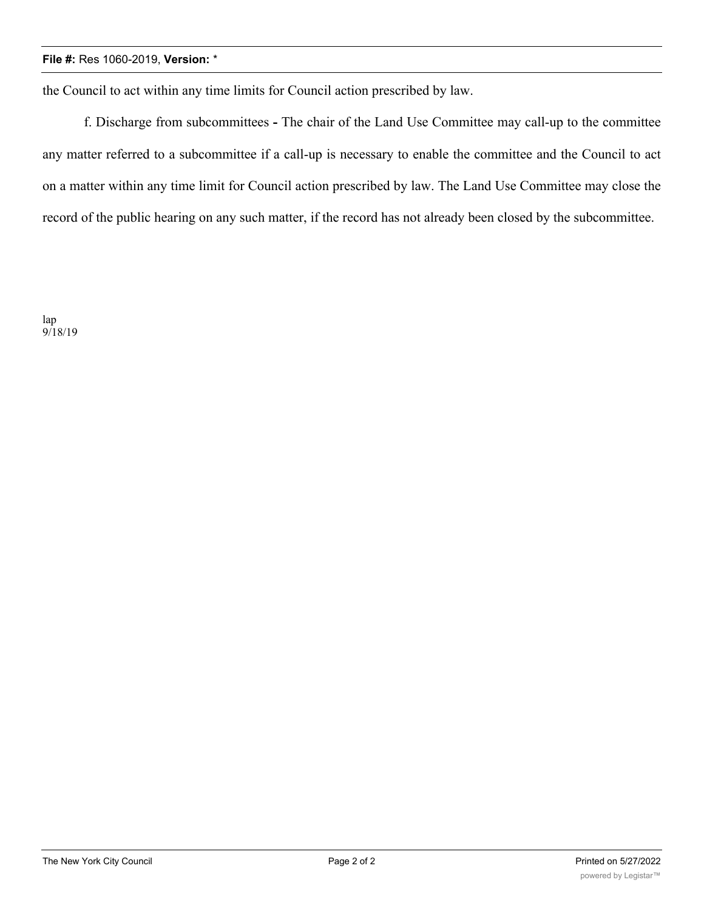the Council to act within any time limits for Council action prescribed by law.

f. Discharge from subcommittees **-** The chair of the Land Use Committee may call-up to the committee any matter referred to a subcommittee if a call-up is necessary to enable the committee and the Council to act on a matter within any time limit for Council action prescribed by law. The Land Use Committee may close the record of the public hearing on any such matter, if the record has not already been closed by the subcommittee.

lap
9/18/19